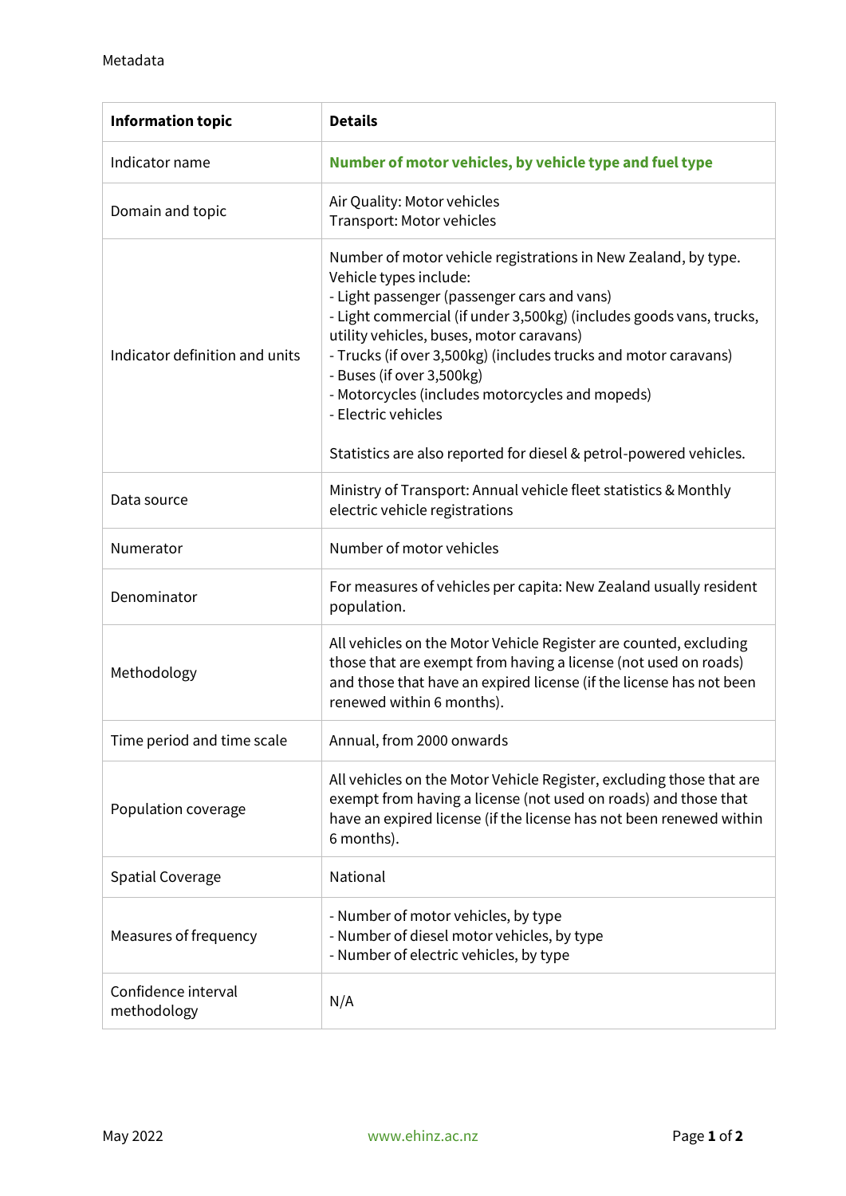Metadata

| Information topic | Details |
| --- | --- |
| Indicator name | **Number of motor vehicles, by vehicle type and fuel type** |
| Domain and topic | Air Quality: Motor vehicles<br>Transport: Motor vehicles |
| Indicator definition and units | Number of motor vehicle registrations in New Zealand, by type. Vehicle types include:<br>- Light passenger (passenger cars and vans)<br>- Light commercial (if under 3,500kg) (includes goods vans, trucks, utility vehicles, buses, motor caravans)<br>- Trucks (if over 3,500kg) (includes trucks and motor caravans)<br>- Buses (if over 3,500kg)<br>- Motorcycles (includes motorcycles and mopeds)<br>- Electric vehicles<br><br>Statistics are also reported for diesel & petrol-powered vehicles. |
| Data source | Ministry of Transport: Annual vehicle fleet statistics & Monthly electric vehicle registrations |
| Numerator | Number of motor vehicles |
| Denominator | For measures of vehicles per capita: New Zealand usually resident population. |
| Methodology | All vehicles on the Motor Vehicle Register are counted, excluding those that are exempt from having a license (not used on roads) and those that have an expired license (if the license has not been renewed within 6 months). |
| Time period and time scale | Annual, from 2000 onwards |
| Population coverage | All vehicles on the Motor Vehicle Register, excluding those that are exempt from having a license (not used on roads) and those that have an expired license (if the license has not been renewed within 6 months). |
| Spatial Coverage | National |
| Measures of frequency | - Number of motor vehicles, by type<br>- Number of diesel motor vehicles, by type<br>- Number of electric vehicles, by type |
| Confidence interval methodology | N/A |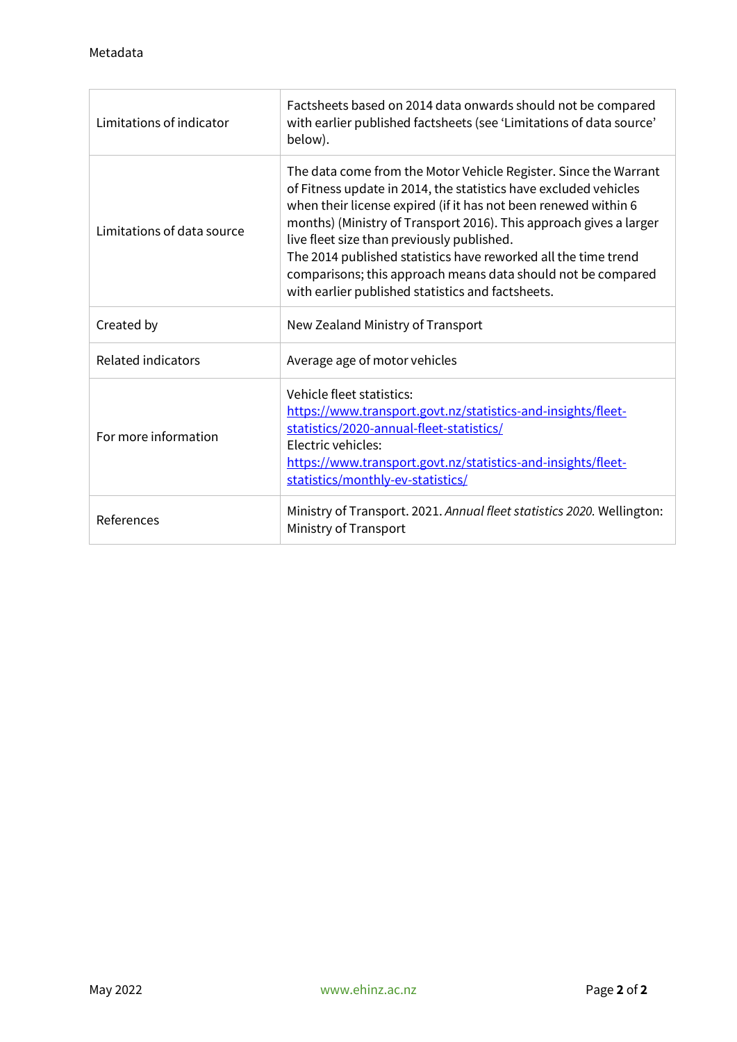Metadata

| | |
|---|---|
| Limitations of indicator | Factsheets based on 2014 data onwards should not be compared with earlier published factsheets (see 'Limitations of data source' below). |
| Limitations of data source | The data come from the Motor Vehicle Register. Since the Warrant of Fitness update in 2014, the statistics have excluded vehicles when their license expired (if it has not been renewed within 6 months) (Ministry of Transport 2016). This approach gives a larger live fleet size than previously published.<br>The 2014 published statistics have reworked all the time trend comparisons; this approach means data should not be compared with earlier published statistics and factsheets. |
| Created by | New Zealand Ministry of Transport |
| Related indicators | Average age of motor vehicles |
| For more information | Vehicle fleet statistics: [https://www.transport.govt.nz/statistics-and-insights/fleet-statistics/2020-annual-fleet-statistics/](https://www.transport.govt.nz/statistics-and-insights/fleet-statistics/2020-annual-fleet-statistics/)<br>Electric vehicles: [https://www.transport.govt.nz/statistics-and-insights/fleet-statistics/monthly-ev-statistics/](https://www.transport.govt.nz/statistics-and-insights/fleet-statistics/monthly-ev-statistics/) |
| References | Ministry of Transport. 2021. *Annual fleet statistics 2020.* Wellington: Ministry of Transport |